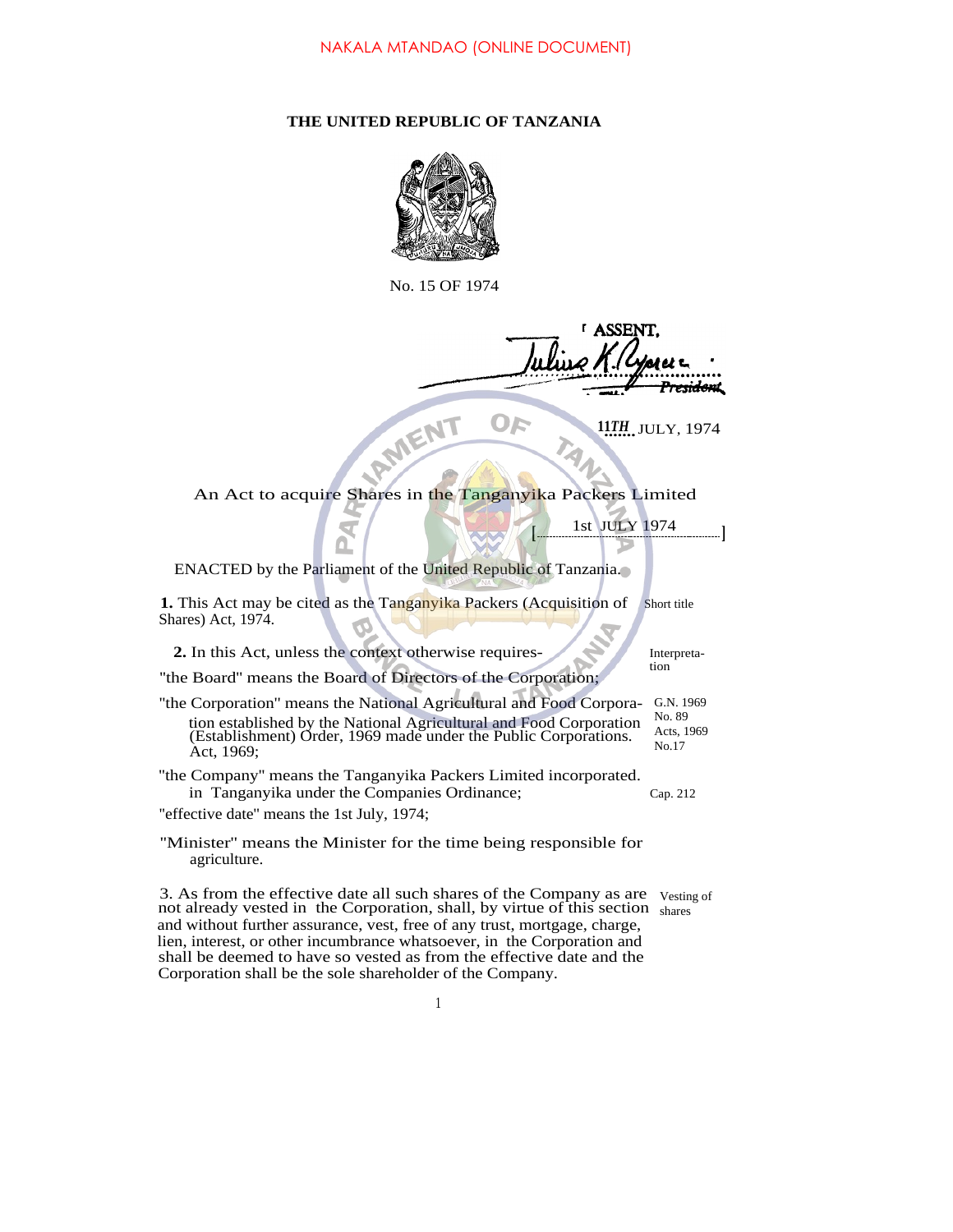NAKALA MTANDAO (ONLINE DOCUMENT)

# THE UNITED REPUBLIC OF TANZANIA

No. 15 OF 1974

I ASSENT,

Julius K. Nyerere

*President*

11TH JULY, 1974

## An Act to acquire Shares in the Tanganyika Packers Limited

[ 1st JULY 1974 ]

ENACTED by the Parliament of the United Republic of Tanzania.

**1.** This Act may be cited as the Tanganyika Packers (Acquisition of Shares) Act, 1974. *Short title*

**2.** In this Act, unless the context otherwise requires- *Interpretation*

"the Board" means the Board of Directors of the Corporation;

"the Corporation" means the National Agricultural and Food Corporation established by the National Agricultural and Food Corporation (Establishment) Order, 1969 made under the Public Corporations. Act, 1969; *G.N. 1969 No. 89 Acts, 1969 No.17*

"the Company" means the Tanganyika Packers Limited incorporated. in Tanganyika under the Companies Ordinance; *Cap. 212*

"effective date" means the 1st July, 1974;

"Minister" means the Minister for the time being responsible for agriculture.

3. As from the effective date all such shares of the Company as are not already vested in the Corporation, shall, by virtue of this section and without further assurance, vest, free of any trust, mortgage, charge, lien, interest, or other incumbrance whatsoever, in the Corporation and shall be deemed to have so vested as from the effective date and the Corporation shall be the sole shareholder of the Company. *Vesting of shares*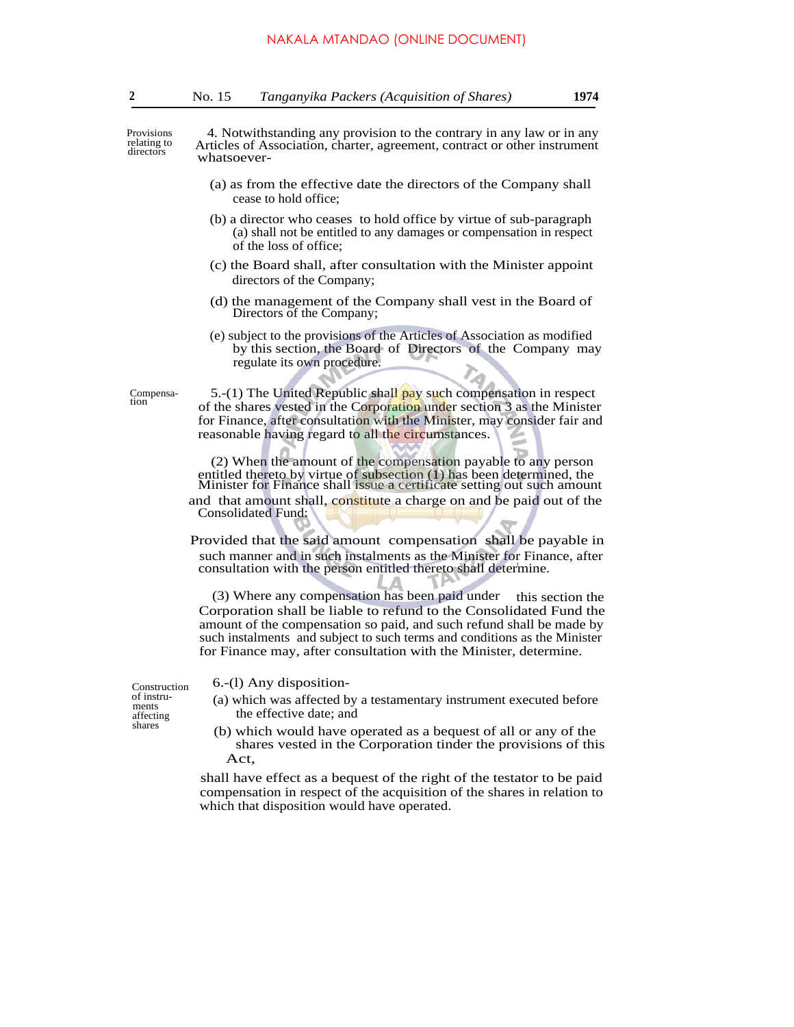Provisions relating to directors

4. Notwithstanding any provision to the contrary in any law or in any Articles of Association, charter, agreement, contract or other instrument whatsoever-

(a) as from the effective date the directors of the Company shall cease to hold office;

(b) a director who ceases to hold office by virtue of sub-paragraph (a) shall not be entitled to any damages or compensation in respect of the loss of office;

(c) the Board shall, after consultation with the Minister appoint directors of the Company;

(d) the management of the Company shall vest in the Board of Directors of the Company;

(e) subject to the provisions of the Articles of Association as modified by this section, the Board of Directors of the Company may regulate its own procedure.

Compensation

5.-(1) The United Republic shall pay such compensation in respect of the shares vested in the Corporation under section 3 as the Minister for Finance, after consultation with the Minister, may consider fair and reasonable having regard to all the circumstances.

(2) When the amount of the compensation payable to any person entitled thereto by virtue of subsection (1) has been determined, the Minister for Finance shall issue a certificate setting out such amount and that amount shall, constitute a charge on and be paid out of the Consolidated Fund:

Provided that the said amount compensation shall be payable in such manner and in such instalments as the Minister for Finance, after consultation with the person entitled thereto shall determine.

(3) Where any compensation has been paid under this section the Corporation shall be liable to refund to the Consolidated Fund the amount of the compensation so paid, and such refund shall be made by such instalments and subject to such terms and conditions as the Minister for Finance may, after consultation with the Minister, determine.

Construction of instruments affecting shares

6.-(l) Any disposition-

(a) which was affected by a testamentary instrument executed before the effective date; and

(b) which would have operated as a bequest of all or any of the shares vested in the Corporation tinder the provisions of this Act,

shall have effect as a bequest of the right of the testator to be paid compensation in respect of the acquisition of the shares in relation to which that disposition would have operated.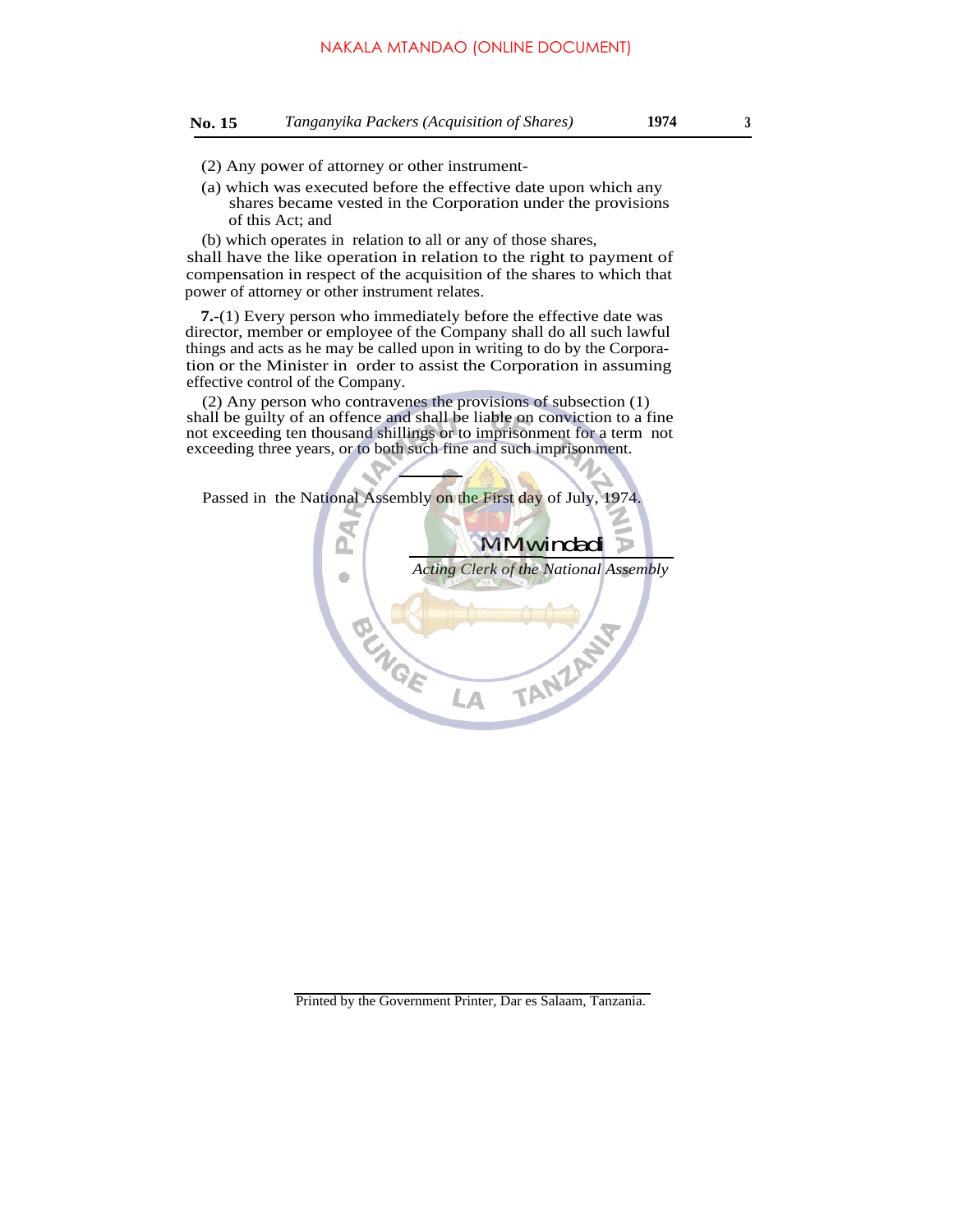(2) Any power of attorney or other instrument-

(a) which was executed before the effective date upon which any shares became vested in the Corporation under the provisions of this Act; and

(b) which operates in relation to all or any of those shares,

shall have the like operation in relation to the right to payment of compensation in respect of the acquisition of the shares to which that power of attorney or other instrument relates.

**7.**-(1) Every person who immediately before the effective date was director, member or employee of the Company shall do all such lawful things and acts as he may be called upon in writing to do by the Corporation or the Minister in order to assist the Corporation in assuming effective control of the Company.

(2) Any person who contravenes the provisions of subsection (1) shall be guilty of an offence and shall be liable on conviction to a fine not exceeding ten thousand shillings or to imprisonment for a term not exceeding three years, or to both such fine and such imprisonment.

---

Passed in the National Assembly on the First day of July, 1974.

M Mwindadi

*Acting Clerk of the National Assembly*

Printed by the Government Printer, Dar es Salaam, Tanzania.